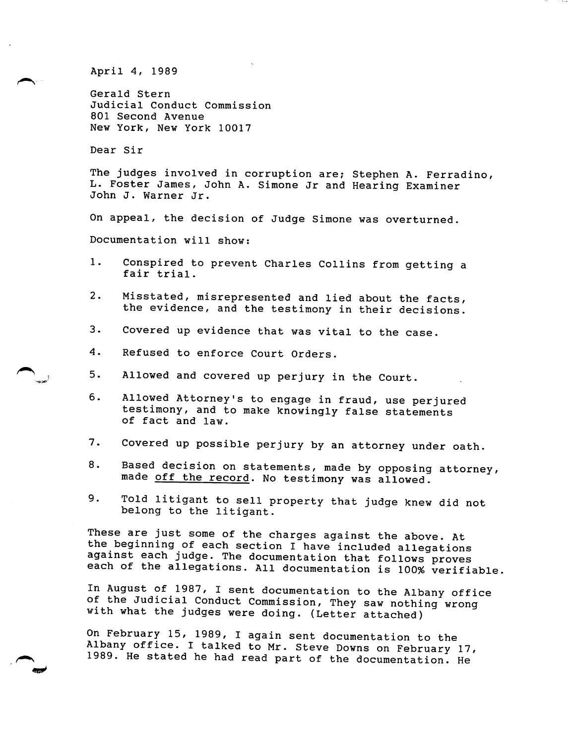April 4, 1989

Gerald Stern
Judicial Conduct Commission
801 Second Avenue
New York, New York 10017

Dear Sir

The judges involved in corruption are; Stephen A. Ferradino, L. Foster James, John A. Simone Jr and Hearing Examiner John J. Warner Jr.

On appeal, the decision of Judge Simone was overturned.

Documentation will show:

1. Conspired to prevent Charles Collins from getting a fair trial.
2. Misstated, misrepresented and lied about the facts, the evidence, and the testimony in their decisions.
3. Covered up evidence that was vital to the case.
4. Refused to enforce Court Orders.
5. Allowed and covered up perjury in the Court.
6. Allowed Attorney's to engage in fraud, use perjured testimony, and to make knowingly false statements of fact and law.
7. Covered up possible perjury by an attorney under oath.
8. Based decision on statements, made by opposing attorney, made <u>off the record</u>. No testimony was allowed.
9. Told litigant to sell property that judge knew did not belong to the litigant.

These are just some of the charges against the above. At the beginning of each section I have included allegations against each judge. The documentation that follows proves each of the allegations. All documentation is 100% verifiable.

In August of 1987, I sent documentation to the Albany office of the Judicial Conduct Commission, They saw nothing wrong with what the judges were doing. (Letter attached)

On February 15, 1989, I again sent documentation to the Albany office. I talked to Mr. Steve Downs on February 17, 1989. He stated he had read part of the documentation. He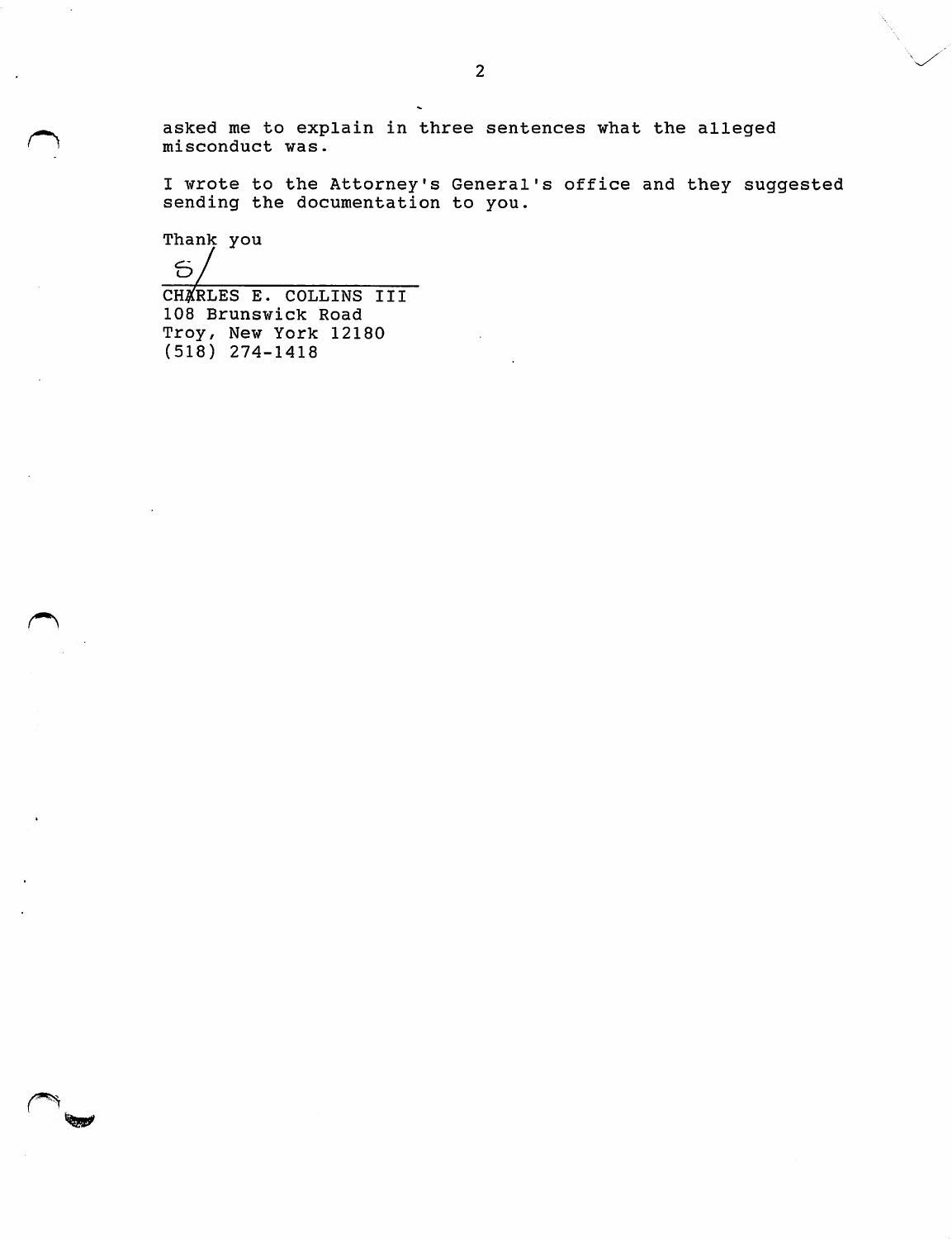asked me to explain in three sentences what the alleged misconduct was.

I wrote to the Attorney's General's office and they suggested sending the documentation to you.

Thank you

S/

CHARLES E. COLLINS III
108 Brunswick Road
Troy, New York 12180
(518) 274-1418